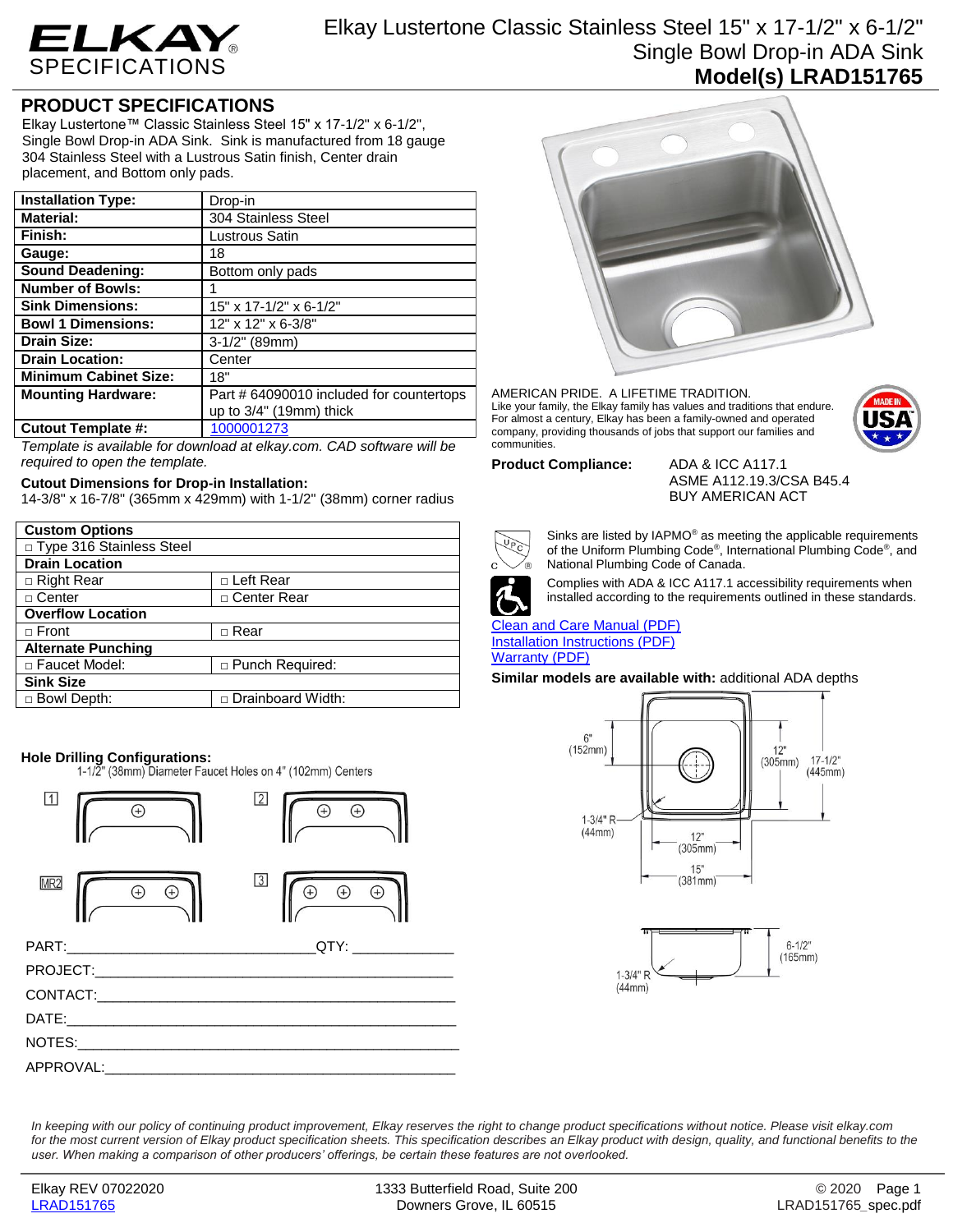# ELKAY SPECIFICATIONS

## Elkay Lustertone Classic Stainless Steel 15" x 17-1/2" x 6-1/2" Single Bowl Drop-in ADA Sink

**Model(s) LRAD151765**

## PRODUCT SPECIFICATIONS

Elkay Lustertone™ Classic Stainless Steel 15" x 17-1/2" x 6-1/2", Single Bowl Drop-in ADA Sink. Sink is manufactured from 18 gauge 304 Stainless Steel with a Lustrous Satin finish, Center drain placement, and Bottom only pads.

| | |
|---|---|
| **Installation Type:** | Drop-in |
| **Material:** | 304 Stainless Steel |
| **Finish:** | Lustrous Satin |
| **Gauge:** | 18 |
| **Sound Deadening:** | Bottom only pads |
| **Number of Bowls:** | 1 |
| **Sink Dimensions:** | 15" x 17-1/2" x 6-1/2" |
| **Bowl 1 Dimensions:** | 12" x 12" x 6-3/8" |
| **Drain Size:** | 3-1/2" (89mm) |
| **Drain Location:** | Center |
| **Minimum Cabinet Size:** | 18" |
| **Mounting Hardware:** | Part # 64090010 included for countertops up to 3/4" (19mm) thick |
| **Cutout Template #:** | 1000001273 |

*Template is available for download at elkay.com. CAD software will be required to open the template.*

**Cutout Dimensions for Drop-in Installation:**
14-3/8" x 16-7/8" (365mm x 429mm) with 1-1/2" (38mm) corner radius

| **Custom Options** | |
|---|---|
| □ Type 316 Stainless Steel | |
| **Drain Location** | |
| □ Right Rear | □ Left Rear |
| □ Center | □ Center Rear |
| **Overflow Location** | |
| □ Front | □ Rear |
| **Alternate Punching** | |
| □ Faucet Model: | □ Punch Required: |
| **Sink Size** | |
| □ Bowl Depth: | □ Drainboard Width: |

**Hole Drilling Configurations:**
1-1/2" (38mm) Diameter Faucet Holes on 4" (102mm) Centers

1 2 MR2 3

PART:______________________________QTY: ____________

PROJECT:____________________________________________

CONTACT:____________________________________________

DATE:_______________________________________________

NOTES:______________________________________________

APPROVAL:___________________________________________

AMERICAN PRIDE. A LIFETIME TRADITION.
Like your family, the Elkay family has values and traditions that endure. For almost a century, Elkay has been a family-owned and operated company, providing thousands of jobs that support our families and communities.

MADE IN USA

**Product Compliance:** ADA & ICC A117.1
ASME A112.19.3/CSA B45.4
BUY AMERICAN ACT

Sinks are listed by IAPMO® as meeting the applicable requirements of the Uniform Plumbing Code®, International Plumbing Code®, and National Plumbing Code of Canada.

Complies with ADA & ICC A117.1 accessibility requirements when installed according to the requirements outlined in these standards.

Clean and Care Manual (PDF)
Installation Instructions (PDF)
Warranty (PDF)

**Similar models are available with:** additional ADA depths

6" (152mm) 12" (305mm) 17-1/2" (445mm) 1-3/4" R (44mm) 12" (305mm) 15" (381mm)

6-1/2" (165mm) 1-3/4" R (44mm)

*In keeping with our policy of continuing product improvement, Elkay reserves the right to change product specifications without notice. Please visit elkay.com for the most current version of Elkay product specification sheets. This specification describes an Elkay product with design, quality, and functional benefits to the user. When making a comparison of other producers' offerings, be certain these features are not overlooked.*

Elkay REV 07022020 | 1333 Butterfield Road, Suite 200, Downers Grove, IL 60515 | © 2020
LRAD151765 | LRAD151765_spec.pdf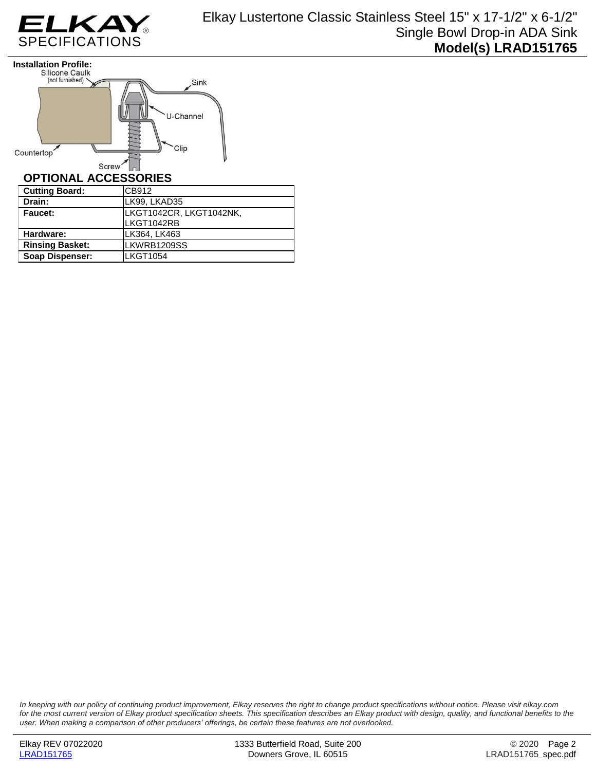## Installation Profile:

Silicone Caulk
(not furnished)

Sink

U-Channel

Clip

Countertop

Screw

## OPTIONAL ACCESSORIES

| | |
|---|---|
| **Cutting Board:** | CB912 |
| **Drain:** | LK99, LKAD35 |
| **Faucet:** | LKGT1042CR, LKGT1042NK, LKGT1042RB |
| **Hardware:** | LK364, LK463 |
| **Rinsing Basket:** | LKWRB1209SS |
| **Soap Dispenser:** | LKGT1054 |

*In keeping with our policy of continuing product improvement, Elkay reserves the right to change product specifications without notice. Please visit elkay.com for the most current version of Elkay product specification sheets. This specification describes an Elkay product with design, quality, and functional benefits to the user. When making a comparison of other producers' offerings, be certain these features are not overlooked.*

Elkay REV 07022020
LRAD151765

1333 Butterfield Road, Suite 200
Downers Grove, IL 60515

© 2020
LRAD151765_spec.pdf